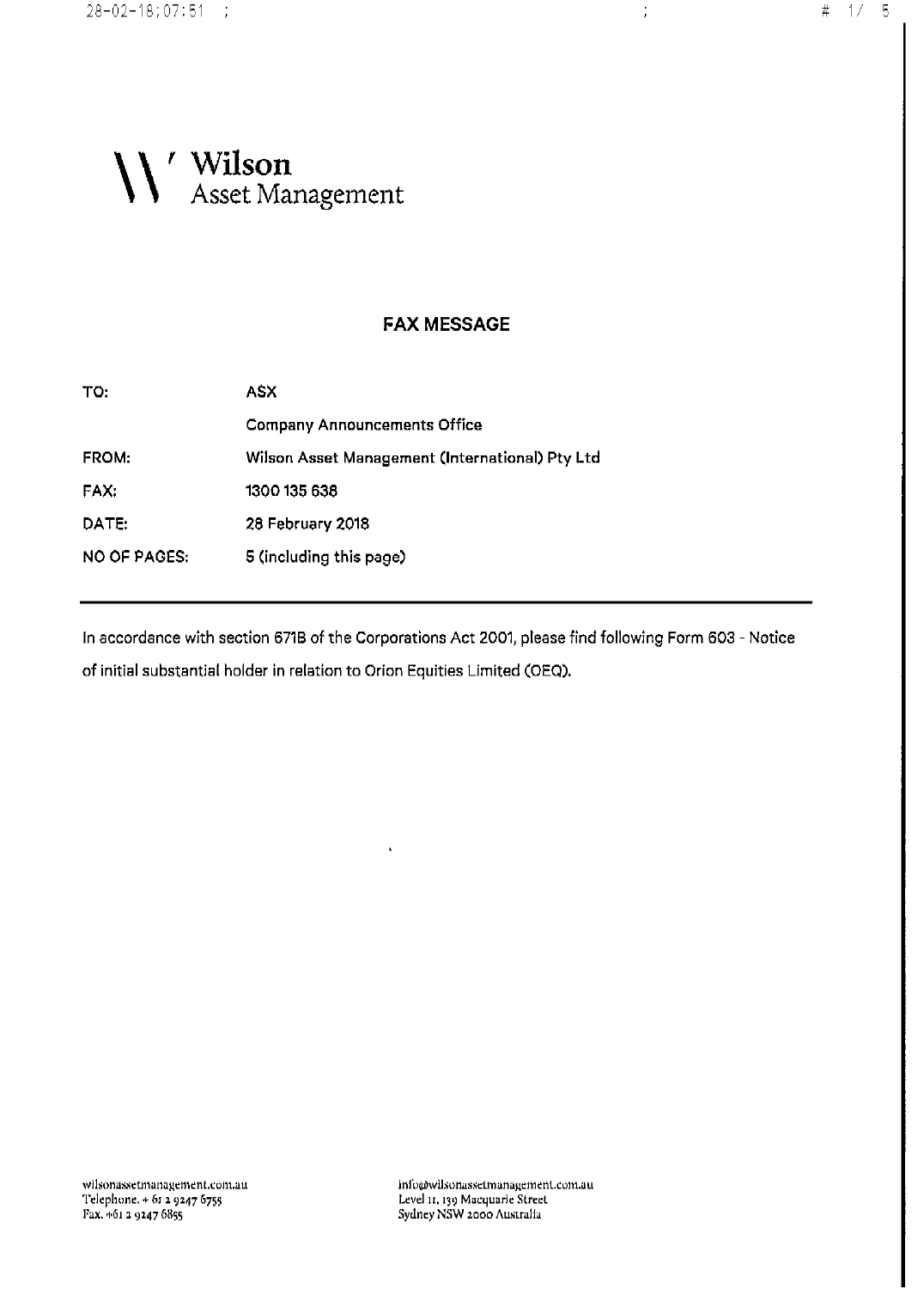**Wilson**
Asset Management

## FAX MESSAGE

| | |
|---|---|
| TO: | ASX |
| | Company Announcements Office |
| FROM: | Wilson Asset Management (International) Pty Ltd |
| FAX: | 1300 135 638 |
| DATE: | 28 February 2018 |
| NO OF PAGES: | 5 (including this page) |

---

In accordance with section 671B of the Corporations Act 2001, please find following Form 603 - Notice of initial substantial holder in relation to Orion Equities Limited (OEQ).

wilsonassetmanagement.com.au
Telephone. + 61 2 9247 6755
Fax. +61 2 9247 6855

info@wilsonassetmanagement.com.au
Level 11, 139 Macquarie Street
Sydney NSW 2000 Australia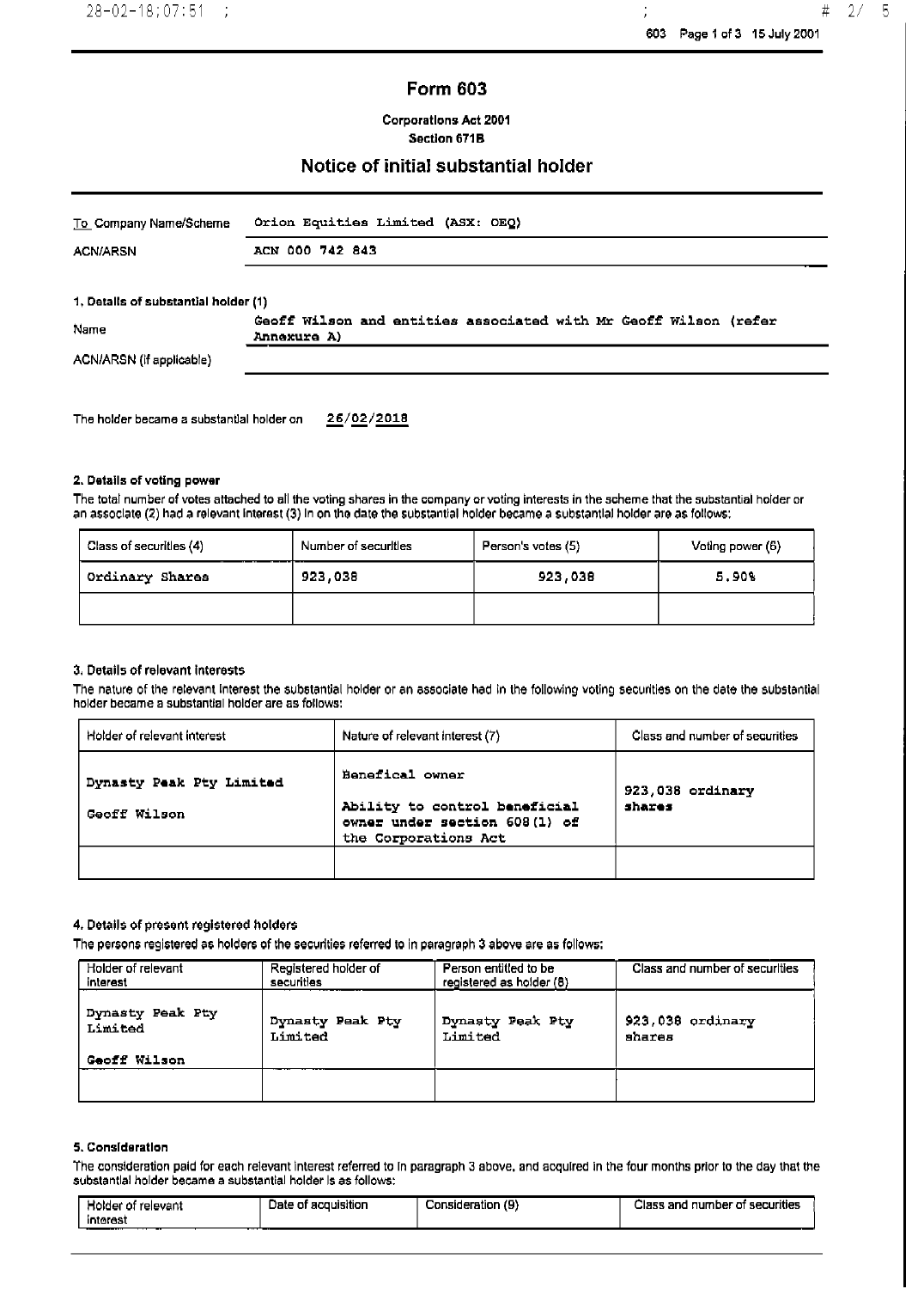# Form 603

**Corporations Act 2001**
**Section 671B**

## Notice of initial substantial holder

| | |
|---|---|
| To Company Name/Scheme | Orion Equities Limited (ASX: OEQ) |
| ACN/ARSN | ACN 000 742 843 |

**1. Details of substantial holder (1)**

| | |
|---|---|
| Name | Geoff Wilson and entities associated with Mr Geoff Wilson (refer Annexure A) |
| ACN/ARSN (if applicable) | |

The holder became a substantial holder on 26/02/2018

**2. Details of voting power**

The total number of votes attached to all the voting shares in the company or voting interests in the scheme that the substantial holder or an associate (2) had a relevant interest (3) in on the date the substantial holder became a substantial holder are as follows:

| Class of securities (4) | Number of securities | Person's votes (5) | Voting power (6) |
|---|---|---|---|
| Ordinary Shares | 923,038 | 923,038 | 5.90% |
| | | | |

**3. Details of relevant interests**

The nature of the relevant interest the substantial holder or an associate had in the following voting securities on the date the substantial holder became a substantial holder are as follows:

| Holder of relevant interest | Nature of relevant interest (7) | Class and number of securities |
|---|---|---|
| Dynasty Peak Pty Limited<br>Geoff Wilson | Benefical owner<br>Ability to control beneficial owner under section 608(1) of the Corporations Act | 923,038 ordinary shares |
| | | |

**4. Details of present registered holders**

The persons registered as holders of the securities referred to in paragraph 3 above are as follows:

| Holder of relevant interest | Registered holder of securities | Person entitled to be registered as holder (8) | Class and number of securities |
|---|---|---|---|
| Dynasty Peak Pty Limited<br>Geoff Wilson | Dynasty Peak Pty Limited | Dynasty Peak Pty Limited | 923,038 ordinary shares |
| | | | |

**5. Consideration**

The consideration paid for each relevant interest referred to in paragraph 3 above, and acquired in the four months prior to the day that the substantial holder became a substantial holder is as follows:

| Holder of relevant interest | Date of acquisition | Consideration (9) | Class and number of securities |
|---|---|---|---|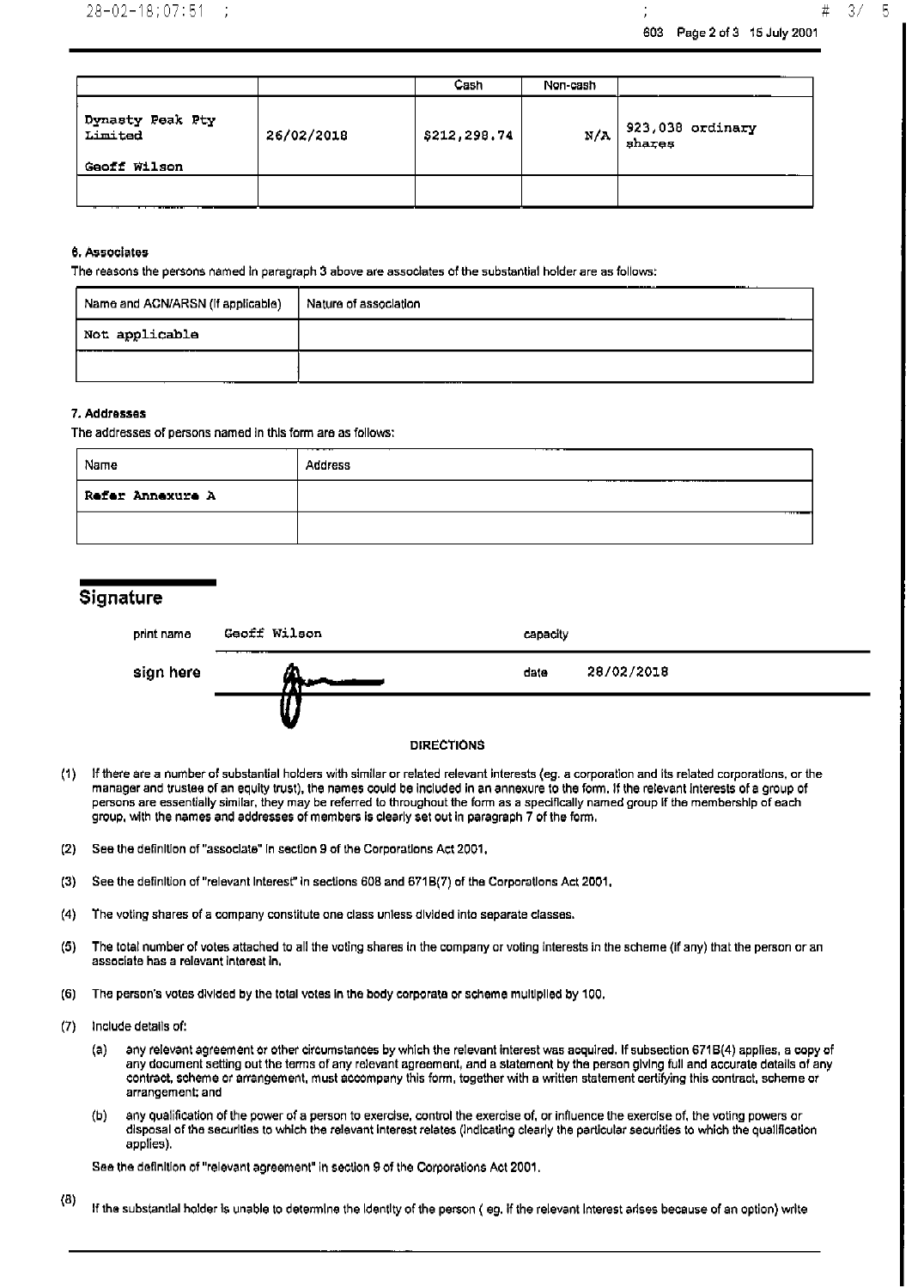| | | Cash | Non-cash | |
|---|---|---|---|---|
| Dynasty Peak Pty Limited<br><br>Geoff Wilson | 26/02/2018 | $212,298.74 | N/A | 923,038 ordinary shares |
| | | | | |

#### 6. Associates

The reasons the persons named in paragraph 3 above are associates of the substantial holder are as follows:

| Name and ACN/ARSN (if applicable) | Nature of association |
|---|---|
| Not applicable | |
| | |

#### 7. Addresses

The addresses of persons named in this form are as follows:

| Name | Address |
|---|---|
| Refer Annexure A | |
| | |

## Signature

| | | | |
|---|---|---|---|
| print name | Geoff Wilson | capacity | |
| sign here | | date | 28/02/2018 |

**DIRECTIONS**

(1) If there are a number of substantial holders with similar or related relevant interests (eg. a corporation and its related corporations, or the manager and trustee of an equity trust), the names could be included in an annexure to the form. If the relevant interests of a group of persons are essentially similar, they may be referred to throughout the form as a specifically named group if the membership of each group, with the names and addresses of members is clearly set out in paragraph 7 of the form.

(2) See the definition of "associate" in section 9 of the Corporations Act 2001.

(3) See the definition of "relevant interest" in sections 608 and 671B(7) of the Corporations Act 2001.

(4) The voting shares of a company constitute one class unless divided into separate classes.

(5) The total number of votes attached to all the voting shares in the company or voting interests in the scheme (if any) that the person or an associate has a relevant interest in.

(6) The person's votes divided by the total votes in the body corporate or scheme multiplied by 100.

(7) Include details of:

   (a) any relevant agreement or other circumstances by which the relevant interest was acquired. If subsection 671B(4) applies, a copy of any document setting out the terms of any relevant agreement, and a statement by the person giving full and accurate details of any contract, scheme or arrangement, must accompany this form, together with a written statement certifying this contract, scheme or arrangement; and

   (b) any qualification of the power of a person to exercise, control the exercise of, or influence the exercise of, the voting powers or disposal of the securities to which the relevant interest relates (indicating clearly the particular securities to which the qualification applies).

   See the definition of "relevant agreement" in section 9 of the Corporations Act 2001.

(8) If the substantial holder is unable to determine the identity of the person ( eg. if the relevant interest arises because of an option) write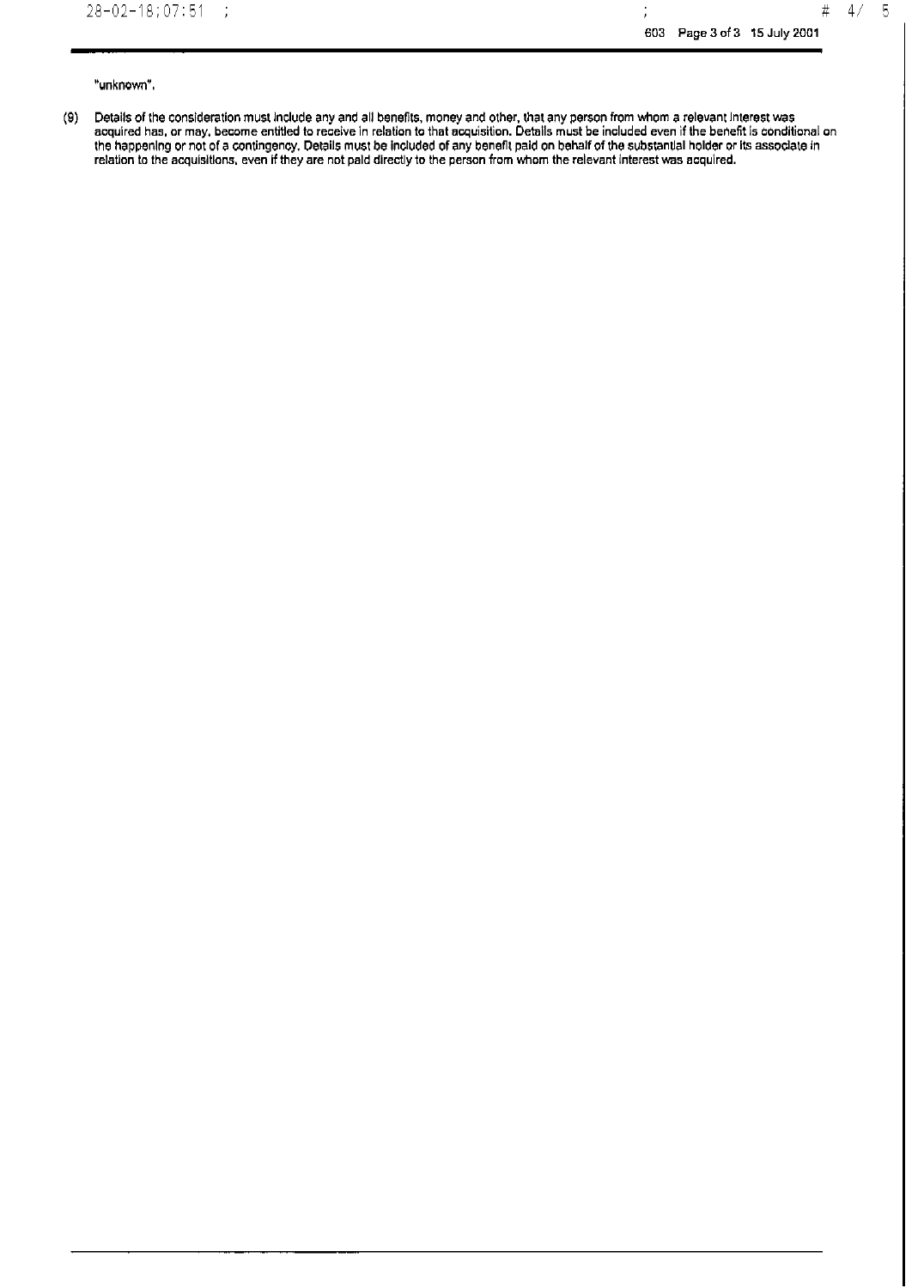"unknown".

(9) Details of the consideration must include any and all benefits, money and other, that any person from whom a relevant interest was acquired has, or may, become entitled to receive in relation to that acquisition. Details must be included even if the benefit is conditional on the happening or not of a contingency. Details must be included of any benefit paid on behalf of the substantial holder or its associate in relation to the acquisitions, even if they are not paid directly to the person from whom the relevant interest was acquired.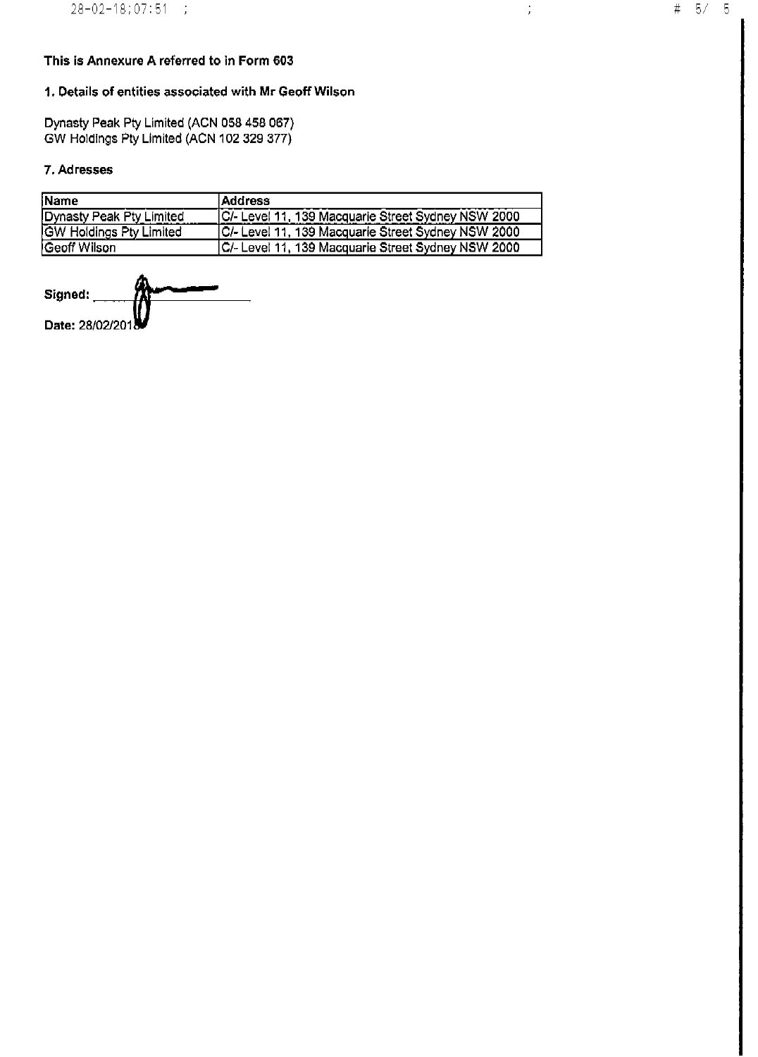**This is Annexure A referred to in Form 603**

**1. Details of entities associated with Mr Geoff Wilson**

Dynasty Peak Pty Limited (ACN 058 458 067)
GW Holdings Pty Limited (ACN 102 329 377)

**7. Adresses**

| Name | Address |
| --- | --- |
| Dynasty Peak Pty Limited | C/- Level 11, 139 Macquarie Street Sydney NSW 2000 |
| GW Holdings Pty Limited | C/- Level 11, 139 Macquarie Street Sydney NSW 2000 |
| Geoff Wilson | C/- Level 11, 139 Macquarie Street Sydney NSW 2000 |

**Signed:** ________________

**Date:** 28/02/2018